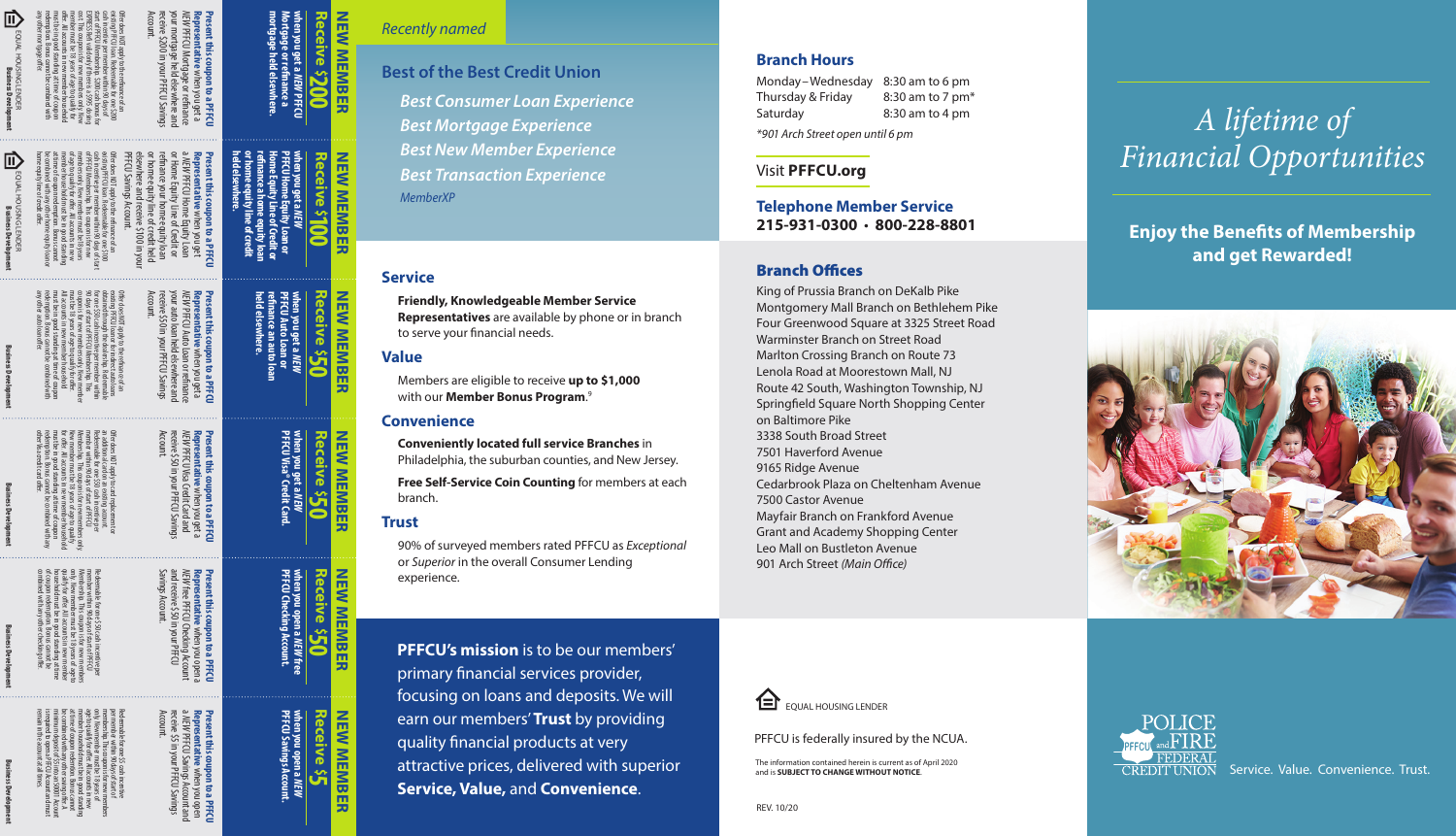## NEW MEMBER

**Receive $200**

**when you get a NEW PFFCU Mortgage or refinance a mortgage held elsewhere.**

**Present this coupon to a PFFCU Representative** when you get a NEW PFFCU Mortgage or refinance your mortgage held elsewhere and receive $200 in your PFFCU Savings Account.

EQUAL HOUSING LENDER

Business Development

## NEW MEMBER

**Receive $100**

**when you get a NEW PFFCU Home Equity Loan or Home Equity Line of Credit or refinance a home equity loan or home equity line of credit held elsewhere.**

**Present this coupon to a PFFCU Representative** when you get a NEW PFFCU Home Equity Loan or Home Equity Line of Credit or refinance your home equity loan or home equity line of credit held elsewhere and receive $100 in your PFFCU Savings Account.

EQUAL HOUSING LENDER

Business Development

## NEW MEMBER

**Receive $50**

**when you get a NEW PFFCU Auto Loan or refinance an auto loan held elsewhere.**

**Present this coupon to a PFFCU Representative** when you get a NEW PFFCU Auto Loan or refinance your auto loan held elsewhere and receive $50 in your PFFCU Savings Account.

Business Development

## NEW MEMBER

**Receive $50**

**when you get a NEW PFFCU Visa® Credit Card.**

**Present this coupon to a PFFCU Representative** when you get a NEW PFFCU Visa Credit Card and receive $50 in your PFFCU Savings Account.

Business Development

## NEW MEMBER

**Receive $50**

**when you open a NEW free PFFCU Checking Account.**

**Present this coupon to a PFFCU Representative** when you open a NEW free PFFCU Checking Account and receive $50 in your PFFCU Savings Account.

Business Development

## NEW MEMBER

**Receive $5**

**when you open a NEW PFFCU Savings Account.**

**Present this coupon to a PFFCU Representative** when you open a NEW PFFCU Savings Account and receive $5 in your PFFCU Savings Account.

Business Development

*Recently named*

## Best of the Best Credit Union

*Best Consumer Loan Experience*

*Best Mortgage Experience*

*Best New Member Experience*

*Best Transaction Experience*

*MemberXP*

### Service

**Friendly, Knowledgeable Member Service Representatives** are available by phone or in branch to serve your financial needs.

### Value

Members are eligible to receive **up to $1,000** with our **Member Bonus Program**.[9]

### Convenience

**Conveniently located full service Branches** in Philadelphia, the suburban counties, and New Jersey.

**Free Self-Service Coin Counting** for members at each branch.

### Trust

90% of surveyed members rated PFFCU as *Exceptional* or *Superior* in the overall Consumer Lending experience.

**PFFCU's mission** is to be our members' primary financial services provider, focusing on loans and deposits. We will earn our members' **Trust** by providing quality financial products at very attractive prices, delivered with superior **Service, Value,** and **Convenience**.

### Branch Hours

| | |
|---|---|
| Monday – Wednesday | 8:30 am to 6 pm |
| Thursday & Friday | 8:30 am to 7 pm* |
| Saturday | 8:30 am to 4 pm |

*901 Arch Street open until 6 pm*

Visit **PFFCU.org**

### Telephone Member Service

**215-931-0300 • 800-228-8801**

### Branch Offices

King of Prussia Branch on DeKalb Pike
Montgomery Mall Branch on Bethlehem Pike
Four Greenwood Square at 3325 Street Road
Warminster Branch on Street Road
Marlton Crossing Branch on Route 73
Lenola Road at Moorestown Mall, NJ
Route 42 South, Washington Township, NJ
Springfield Square North Shopping Center on Baltimore Pike
3338 South Broad Street
7501 Haverford Avenue
9165 Ridge Avenue
Cedarbrook Plaza on Cheltenham Avenue
7500 Castor Avenue
Mayfair Branch on Frankford Avenue
Grant and Academy Shopping Center
Leo Mall on Bustleton Avenue
901 Arch Street *(Main Office)*

EQUAL HOUSING LENDER

PFFCU is federally insured by the NCUA.

The information contained herein is current as of April 2020 and is **SUBJECT TO CHANGE WITHOUT NOTICE**.

REV. 10/20

# *A lifetime of Financial Opportunities*

## Enjoy the Benefits of Membership and get Rewarded!

POLICE and FIRE FEDERAL CREDIT UNION

Service. Value. Convenience. Trust.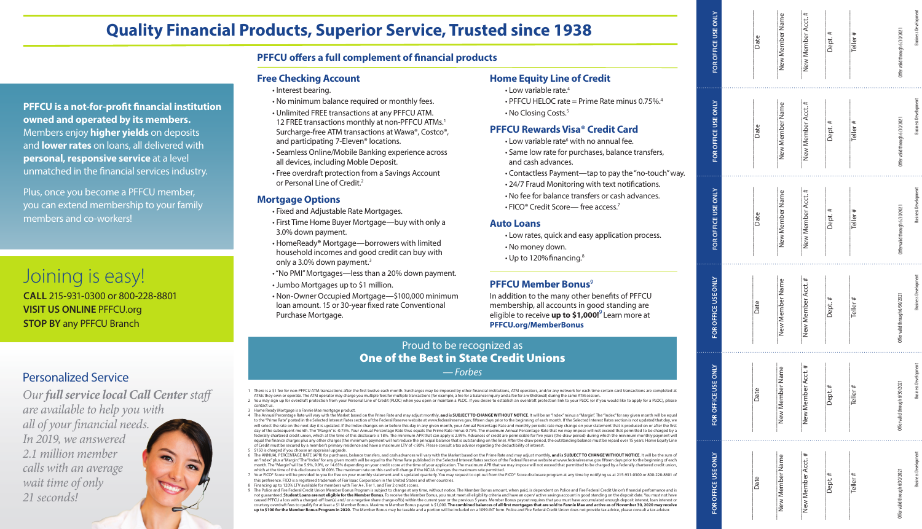# Quality Financial Products, Superior Service, Trusted since 1938

**PFFCU is a not-for-profit financial institution owned and operated by its members.** Members enjoy **higher yields** on deposits and **lower rates** on loans, all delivered with **personal, responsive service** at a level unmatched in the financial services industry.

Plus, once you become a PFFCU member, you can extend membership to your family members and co-workers!

## Joining is easy!

**CALL** 215-931-0300 or 800-228-8801
**VISIT US ONLINE** PFFCU.org
**STOP BY** any PFFCU Branch

## Personalized Service

*Our **full service local Call Center** staff are available to help you with all of your financial needs. In 2019, we answered 2.1 million member calls with an average wait time of only 21 seconds!*

## PFFCU offers a full complement of financial products

### Free Checking Account

- Interest bearing.
- No minimum balance required or monthly fees.
- Unlimited FREE transactions at any PFFCU ATM. 12 FREE transactions monthly at non-PFFCU ATMs.[1] Surcharge-free ATM transactions at Wawa®, Costco®, and participating 7-Eleven® locations.
- Seamless Online/Mobile Banking experience across all devices, including Moble Deposit.
- Free overdraft protection from a Savings Account or Personal Line of Credit.[2]

### Mortgage Options

- Fixed and Adjustable Rate Mortgages.
- First Time Home Buyer Mortgage—buy with only a 3.0% down payment.
- HomeReady® Mortgage—borrowers with limited household incomes and good credit can buy with only a 3.0% down payment.[3]
- "No PMI" Mortgages—less than a 20% down payment.
- Jumbo Mortgages up to $1 million.
- Non-Owner Occupied Mortgage—$100,000 minimum loan amount. 15 or 30-year fixed rate Conventional Purchase Mortgage.

### Home Equity Line of Credit

- Low variable rate.[4]
- PFFCU HELOC rate = Prime Rate minus 0.75%.[4]
- No Closing Costs.[5]

### PFFCU Rewards Visa® Credit Card

- Low variable rate[6] with no annual fee.
- Same low rate for purchases, balance transfers, and cash advances.
- Contactless Payment—tap to pay the "no-touch" way.
- 24/7 Fraud Monitoring with text notifications.
- No fee for balance transfers or cash advances.
- FICO® Credit Score— free access.[7]

### Auto Loans

- Low rates, quick and easy application process.
- No money down.
- Up to 120% financing.[8]

### PFFCU Member Bonus[9]

In addition to the many other benefits of PFFCU membership, all accounts in good standing are eligible to receive **up to $1,000!**[9] Learn more at **PFFCU.org/MemberBonus**

Proud to be recognized as
**One of the Best in State Credit Unions**
*— Forbes*

1 There is a $1 fee for non-PFFCU ATM transactions after the first twelve each month. Surcharges may be imposed by other financial institutions, ATM operators, and/or any network for each time certain card transactions are completed at ATMs they own or operate. The ATM operator may charge you multiple fees for multiple transactions (for example, a fee for a balance inquiry and a fee for a withdrawal) during the same ATM session.
2 You may sign up for overdraft protection from your Personal Line of Credit (PLOC) when you open or maintain a PLOC. If you desire to establish an overdraft protection link to your PLOC (or if you would like to apply for a PLOC), please contact us.
3 Home Ready Mortgage is a Fannie Mae mortgage product.
4 The Annual Percentage Rate will vary with the Market based on the Prime Rate and may adjust monthly, **and is SUBJECT TO CHANGE WITHOUT NOTICE**. It will be an "Index" minus a "Margin." The "Index" for any given month will be equal to the "Prime Rate" posted in the Selected Interest Rates section of the Federal Reserve website at www.federalreserve.gov, fifteen days prior to the beginning of each month. If the Selected Interest Rates section is not updated that day, we will select the rate on the next day it is updated. If the Index changes on or before this day in any given month, your Annual Percentage Rate and monthly periodic rate may change on your statement that is produced on or after the first day of the subsequent month. The "Margin" is -0.75%. Your Annual Percentage Rate thus equals the Prime Rate minus 0.75%. The maximum Annual Percentage Rate that we may impose will not exceed that permitted to be charged by a federally chartered credit union, which at the time of this disclosure is 18%. The minimum APR that can apply is 2.99%. Advances of credit are permissible for five years (the draw period) during which the minimum monthly payment will equal the finance charges plus any other charges (the minimum payment will not reduce the principal balance that is outstanding on the line). After the draw period, the outstanding balance must be repaid over 15 years. Home Equity Line of Credit must be secured by a member's primary residence and have a maximum LTV of < 80%. Please consult a tax advisor regarding the deductibility of interest.
5 $150 is charged if you choose an appraisal upgrade.
6 The ANNUAL PERCENTAGE RATE (APR) for purchases, balance transfers, and cash advances will vary with the Market based on the Prime Rate and may adjust monthly, **and is SUBJECT TO CHANGE WITHOUT NOTICE**. It will be the sum of an "Index" plus a "Margin." The "Index" for any given month will be equal to the Prime Rate published in the Selected Interest Rates section of the Federal Reserve website at www.federalreserve.gov fifteen days prior to the beginning of each month. The "Margin" will be 5.9%, 9.9%, or 14.65% depending on your credit score at the time of your application. The maximum APR that we may impose will not exceed that permitted to be charged by a federally chartered credit union, which at the time of this disclosure is 18.00%. The maximum rate on this card will change if the NCUA changes the maximum rate permitted.
7 Your FICO® Score will be provided to you for free on your monthly statement and is updated quarterly. You may request to opt out from the FICO® Score disclosure program at any time by notifying us at 215-931-0300 or 800-228-8801 of this preference. FICO is a registered trademark of Fair Isaac Corporation in the United States and other countries.
8 Financing up to 120% LTV available for members with Tier A+, Tier 1, and Tier 2 credit scores.
9 The Police and Fire Federal Credit Union Member Bonus Program is subject to change at any time, without notice. The Member Bonus amount, when paid, is dependent on Police and Fire Federal Credit Union's financial performance and is not guaranteed. **Student Loans are not eligible for the Member Bonus.** To receive the Member Bonus, you must meet all eligibility criteria and have an open/ active savings account in good standing on the deposit date. You must not have caused PFFCU a loss with a charged-off loan(s) and/ or a negative share charge-off(s) within the current year or the previous 5 years. Member Bonus payout requires that you must have accumulated enough deposit interest, loan interest or courtesy overdraft fees to qualify for at least a $1 Member Bonus. Maximum Member Bonus payout is $1,000. **The combined balances of all first mortgages that are sold to Fannie Mae and active as of November 30, 2020 may receive up to $100 for the Member Bonus Program in 2020.** The Member Bonus may be taxable and a portion will be included on a 1099-INT form. Police and Fire Federal Credit Union does not provide tax advice, please consult a tax advisor.

FOR OFFICE USE ONLY
Date
New Member Name
New Member Acct. #
Dept. #
Teller #
Offer valid through 6/30/2021
Business Development

FOR OFFICE USE ONLY
Date
New Member Name
New Member Acct. #
Dept. #
Teller #
Offer valid through 6/30/2021
Business Development

FOR OFFICE USE ONLY
Date
New Member Name
New Member Acct. #
Dept. #
Teller #
Offer valid through 6/30/2021
Business Development

FOR OFFICE USE ONLY
Date
New Member Name
New Member Acct. #
Dept. #
Teller #
Offer valid through 6/30/2021
Business Development

FOR OFFICE USE ONLY
Date
New Member Name
New Member Acct. #
Dept. #
Teller #
Offer valid through 6/30/2021
Business Development

FOR OFFICE USE ONLY
Date
New Member Name
New Member Acct. #
Dept. #
Teller #
Offer valid through 6/30/2021
Business Development